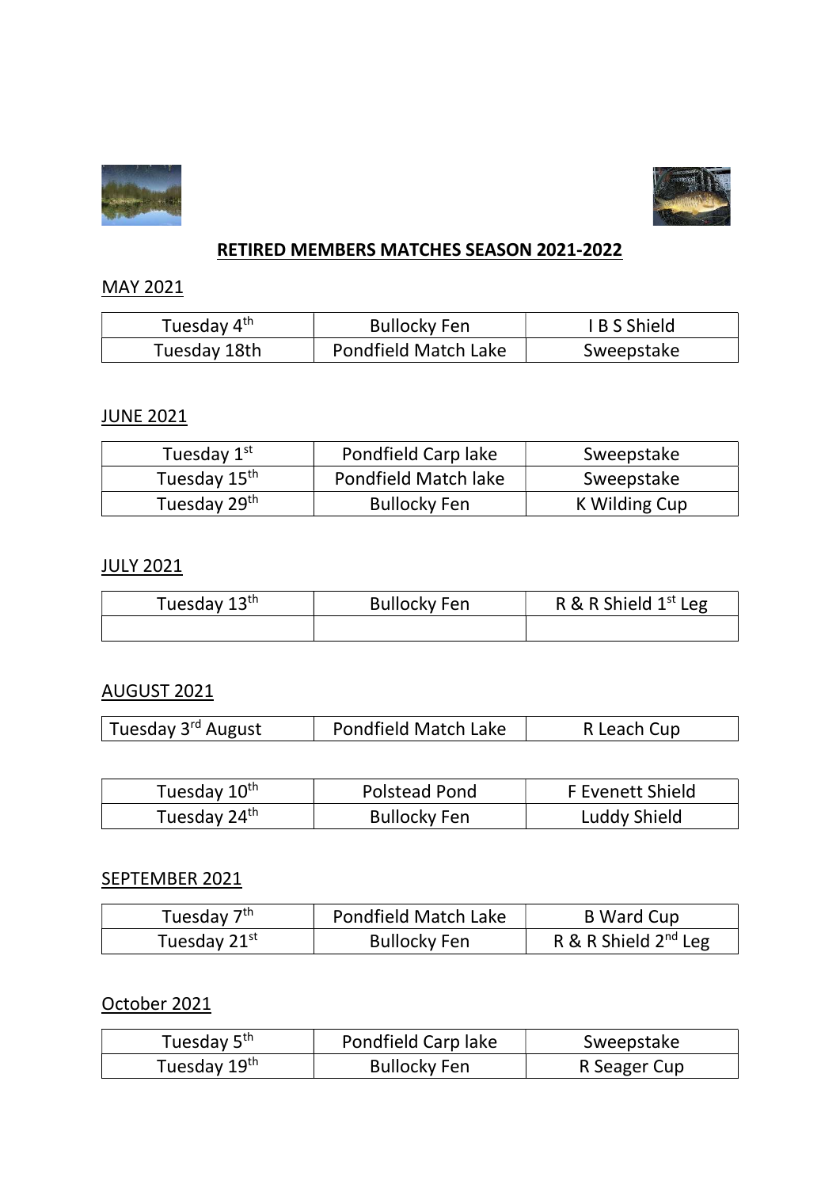# RETIRED MEMBERS MATCHES SEASON 2021-2022

## MAY 2021

| | | |
|---|---|---|
| Tuesday 4th | Bullocky Fen | I B S Shield |
| Tuesday 18th | Pondfield Match Lake | Sweepstake |

## JUNE 2021

| | | |
|---|---|---|
| Tuesday 1st | Pondfield Carp lake | Sweepstake |
| Tuesday 15th | Pondfield Match lake | Sweepstake |
| Tuesday 29th | Bullocky Fen | K Wilding Cup |

## JULY 2021

| | | |
|---|---|---|
| Tuesday 13th | Bullocky Fen | R & R Shield 1st Leg |
| | | |

## AUGUST 2021

| | | |
|---|---|---|
| Tuesday 3rd August | Pondfield Match Lake | R Leach Cup |

| | | |
|---|---|---|
| Tuesday 10th | Polstead Pond | F Evenett Shield |
| Tuesday 24th | Bullocky Fen | Luddy Shield |

## SEPTEMBER 2021

| | | |
|---|---|---|
| Tuesday 7th | Pondfield Match Lake | B Ward Cup |
| Tuesday 21st | Bullocky Fen | R & R Shield 2nd Leg |

## October 2021

| | | |
|---|---|---|
| Tuesday 5th | Pondfield Carp lake | Sweepstake |
| Tuesday 19th | Bullocky Fen | R Seager Cup |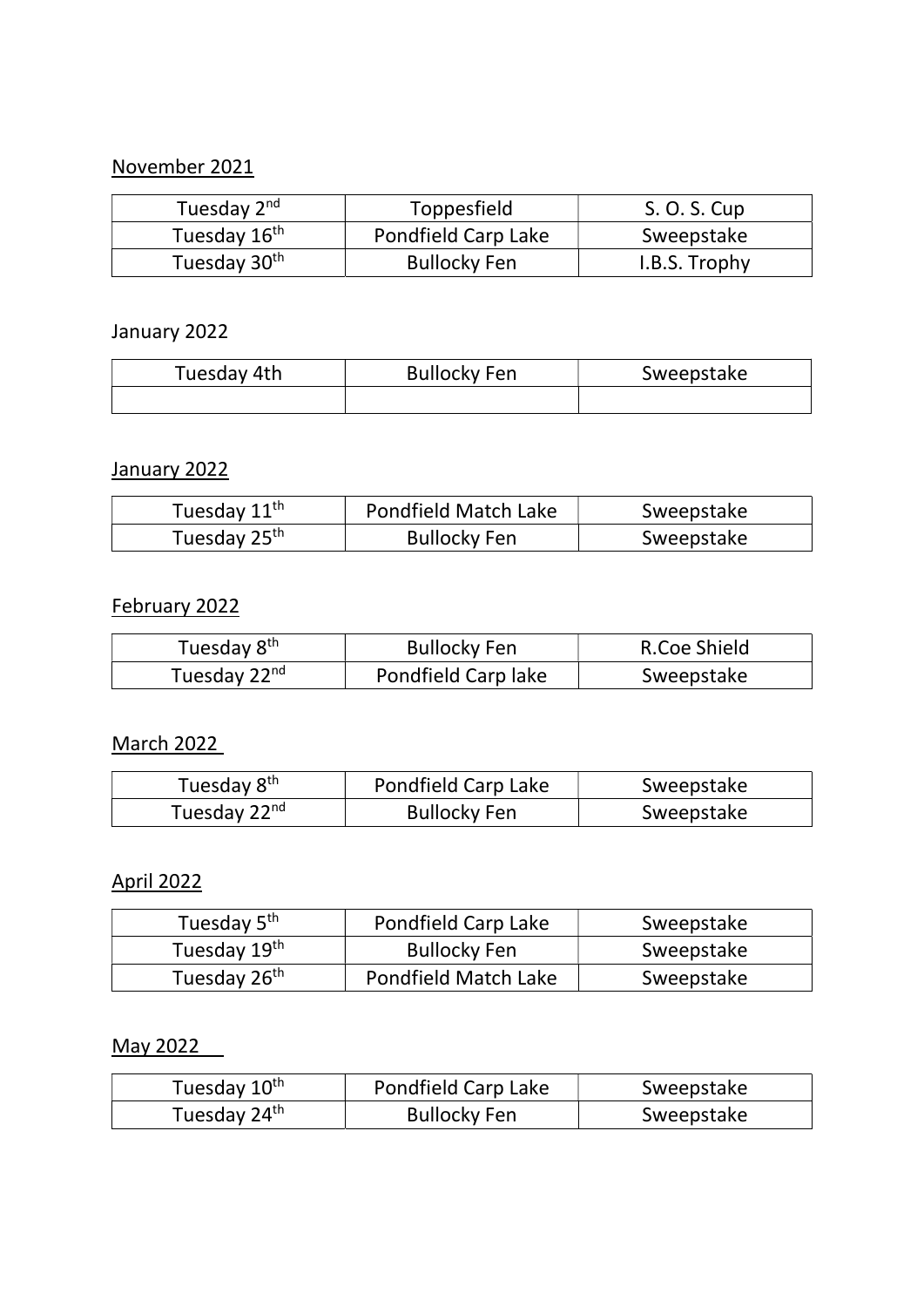November 2021

| | | |
|---|---|---|
| Tuesday 2nd | Toppesfield | S. O. S. Cup |
| Tuesday 16th | Pondfield Carp Lake | Sweepstake |
| Tuesday 30th | Bullocky Fen | I.B.S. Trophy |

January 2022

| | | |
|---|---|---|
| Tuesday 4th | Bullocky Fen | Sweepstake |
| | | |

January 2022

| | | |
|---|---|---|
| Tuesday 11th | Pondfield Match Lake | Sweepstake |
| Tuesday 25th | Bullocky Fen | Sweepstake |

February 2022

| | | |
|---|---|---|
| Tuesday 8th | Bullocky Fen | R.Coe Shield |
| Tuesday 22nd | Pondfield Carp lake | Sweepstake |

March 2022

| | | |
|---|---|---|
| Tuesday 8th | Pondfield Carp Lake | Sweepstake |
| Tuesday 22nd | Bullocky Fen | Sweepstake |

April 2022

| | | |
|---|---|---|
| Tuesday 5th | Pondfield Carp Lake | Sweepstake |
| Tuesday 19th | Bullocky Fen | Sweepstake |
| Tuesday 26th | Pondfield Match Lake | Sweepstake |

May 2022

| | | |
|---|---|---|
| Tuesday 10th | Pondfield Carp Lake | Sweepstake |
| Tuesday 24th | Bullocky Fen | Sweepstake |